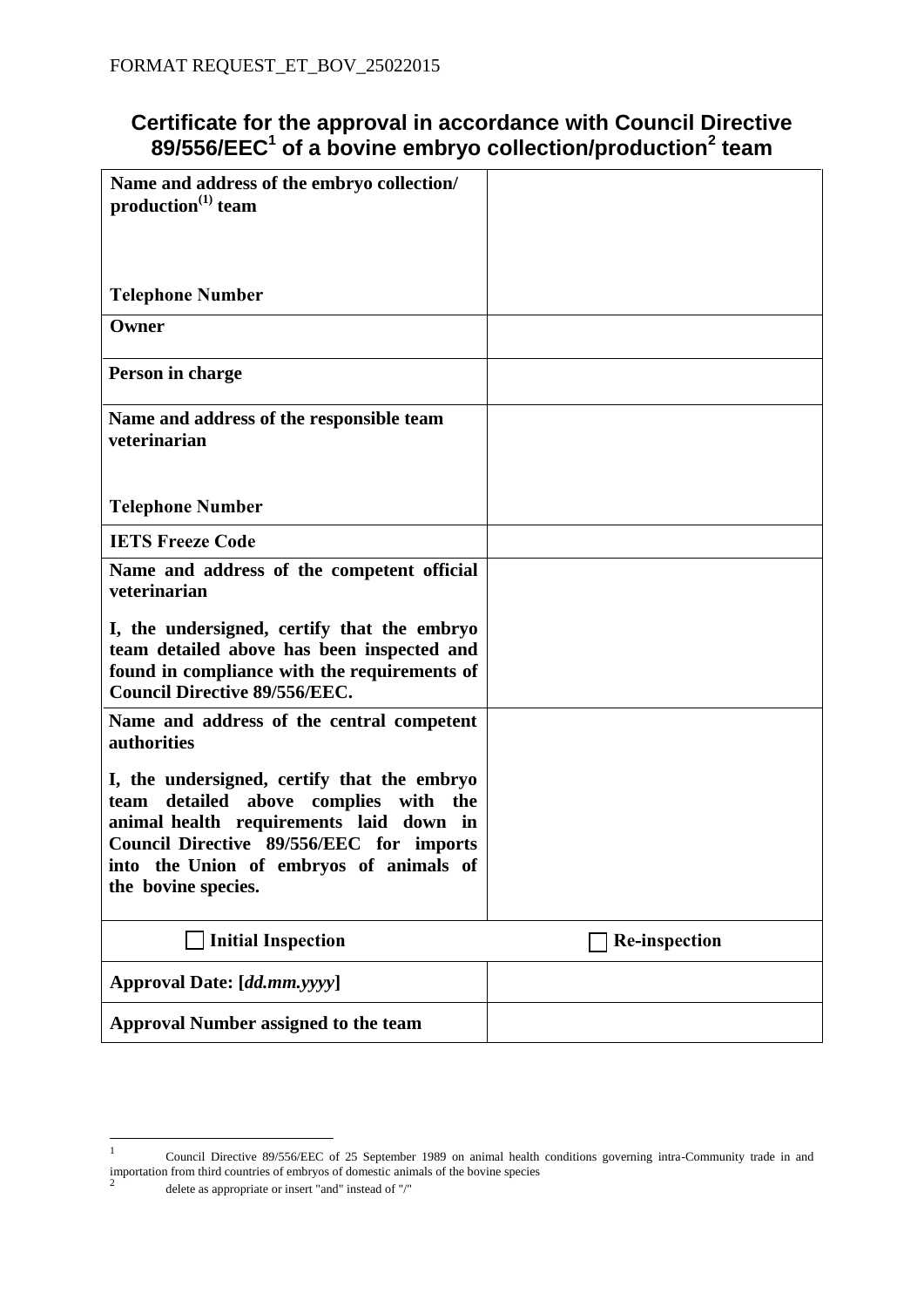FORMAT REQUEST_ET_BOV_25022015

# Certificate for the approval in accordance with Council Directive 89/556/EEC[1] of a bovine embryo collection/production[2] team

| | |
|---|---|
| **Name and address of the embryo collection/ production[(1)] team**<br><br><br>**Telephone Number** | |
| **Owner** | |
| **Person in charge** | |
| **Name and address of the responsible team veterinarian**<br><br><br>**Telephone Number** | |
| **IETS Freeze Code** | |
| **Name and address of the competent official veterinarian**<br><br>**I, the undersigned, certify that the embryo team detailed above has been inspected and found in compliance with the requirements of Council Directive 89/556/EEC.** | |
| **Name and address of the central competent authorities**<br><br>**I, the undersigned, certify that the embryo team detailed above complies with the animal health requirements laid down in Council Directive 89/556/EEC for imports into the Union of embryos of animals of the bovine species.** | |
| ☐ **Initial Inspection** | ☐ **Re-inspection** |
| **Approval Date: [*dd.mm.yyyy*]** | |
| **Approval Number assigned to the team** | |

---

[1] Council Directive 89/556/EEC of 25 September 1989 on animal health conditions governing intra-Community trade in and importation from third countries of embryos of domestic animals of the bovine species

[2] delete as appropriate or insert "and" instead of "/"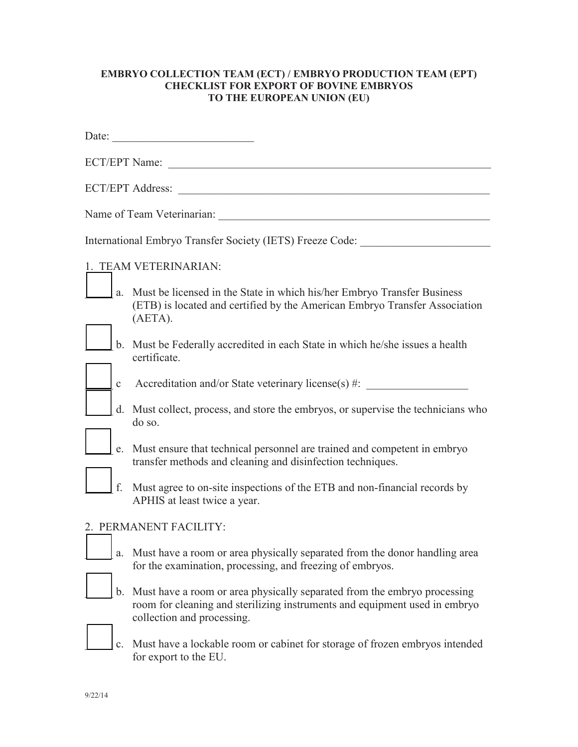**EMBRYO COLLECTION TEAM (ECT) / EMBRYO PRODUCTION TEAM (EPT)**
**CHECKLIST FOR EXPORT OF BOVINE EMBRYOS**
**TO THE EUROPEAN UNION (EU)**

Date: _________________________

ECT/EPT Name: ____________________________________________________________

ECT/EPT Address: __________________________________________________________

Name of Team Veterinarian: __________________________________________________

International Embryo Transfer Society (IETS) Freeze Code: _______________________

1. TEAM VETERINARIAN:

- [ ] a. Must be licensed in the State in which his/her Embryo Transfer Business (ETB) is located and certified by the American Embryo Transfer Association (AETA).
- [ ] b. Must be Federally accredited in each State in which he/she issues a health certificate.
- [ ] c Accreditation and/or State veterinary license(s) #: __________________
- [ ] d. Must collect, process, and store the embryos, or supervise the technicians who do so.
- [ ] e. Must ensure that technical personnel are trained and competent in embryo transfer methods and cleaning and disinfection techniques.
- [ ] f. Must agree to on-site inspections of the ETB and non-financial records by APHIS at least twice a year.

2. PERMANENT FACILITY:

- [ ] a. Must have a room or area physically separated from the donor handling area for the examination, processing, and freezing of embryos.
- [ ] b. Must have a room or area physically separated from the embryo processing room for cleaning and sterilizing instruments and equipment used in embryo collection and processing.
- [ ] c. Must have a lockable room or cabinet for storage of frozen embryos intended for export to the EU.

9/22/14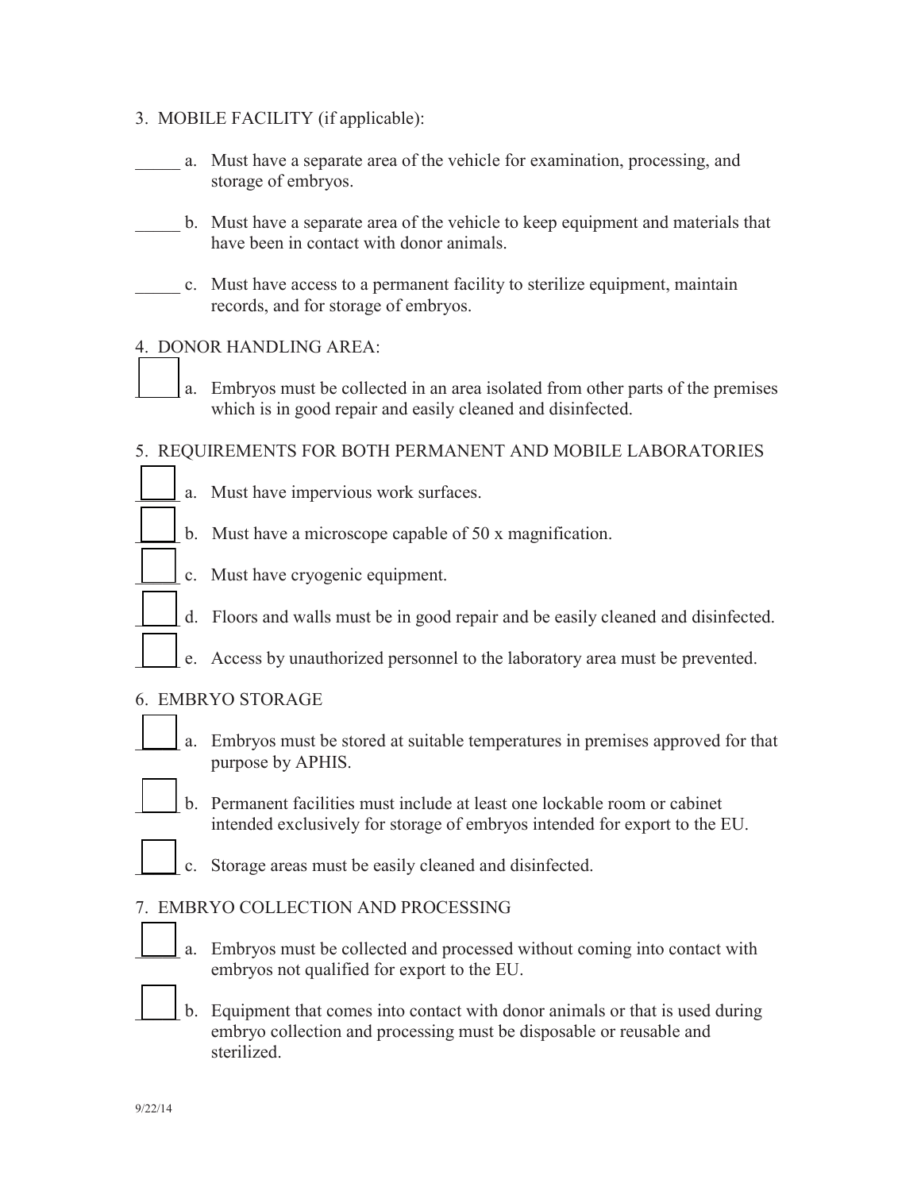3. MOBILE FACILITY (if applicable):

_____ a. Must have a separate area of the vehicle for examination, processing, and storage of embryos.

_____ b. Must have a separate area of the vehicle to keep equipment and materials that have been in contact with donor animals.

_____ c. Must have access to a permanent facility to sterilize equipment, maintain records, and for storage of embryos.

4. DONOR HANDLING AREA:

☐ a. Embryos must be collected in an area isolated from other parts of the premises which is in good repair and easily cleaned and disinfected.

5. REQUIREMENTS FOR BOTH PERMANENT AND MOBILE LABORATORIES

☐ a. Must have impervious work surfaces.

☐ b. Must have a microscope capable of 50 x magnification.

☐ c. Must have cryogenic equipment.

☐ d. Floors and walls must be in good repair and be easily cleaned and disinfected.

☐ e. Access by unauthorized personnel to the laboratory area must be prevented.

6. EMBRYO STORAGE

☐ a. Embryos must be stored at suitable temperatures in premises approved for that purpose by APHIS.

☐ b. Permanent facilities must include at least one lockable room or cabinet intended exclusively for storage of embryos intended for export to the EU.

☐ c. Storage areas must be easily cleaned and disinfected.

7. EMBRYO COLLECTION AND PROCESSING

☐ a. Embryos must be collected and processed without coming into contact with embryos not qualified for export to the EU.

☐ b. Equipment that comes into contact with donor animals or that is used during embryo collection and processing must be disposable or reusable and sterilized.

9/22/14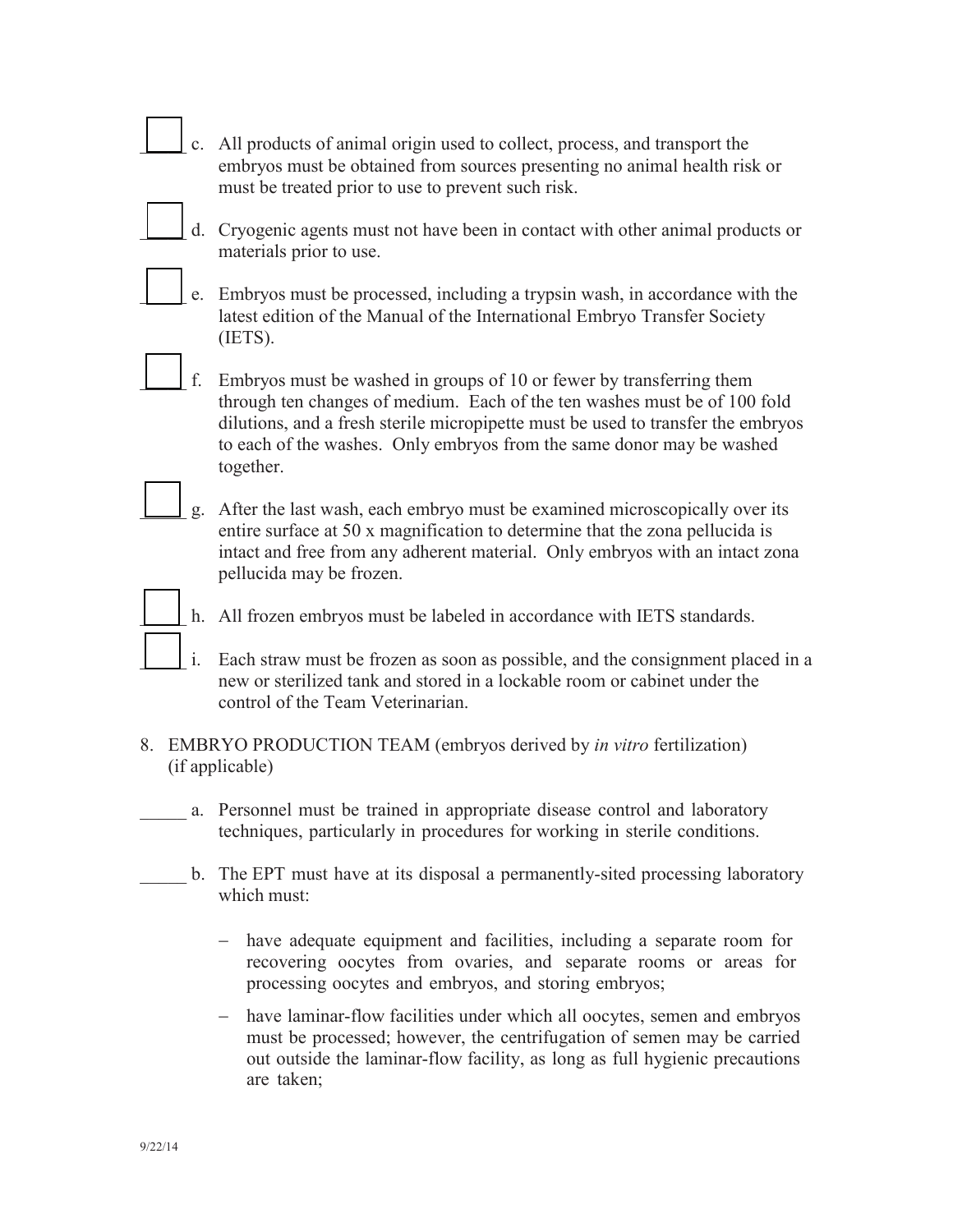- [ ] c. All products of animal origin used to collect, process, and transport the embryos must be obtained from sources presenting no animal health risk or must be treated prior to use to prevent such risk.

- [ ] d. Cryogenic agents must not have been in contact with other animal products or materials prior to use.

- [ ] e. Embryos must be processed, including a trypsin wash, in accordance with the latest edition of the Manual of the International Embryo Transfer Society (IETS).

- [ ] f. Embryos must be washed in groups of 10 or fewer by transferring them through ten changes of medium. Each of the ten washes must be of 100 fold dilutions, and a fresh sterile micropipette must be used to transfer the embryos to each of the washes. Only embryos from the same donor may be washed together.

- [ ] g. After the last wash, each embryo must be examined microscopically over its entire surface at 50 x magnification to determine that the zona pellucida is intact and free from any adherent material. Only embryos with an intact zona pellucida may be frozen.

- [ ] h. All frozen embryos must be labeled in accordance with IETS standards.

- [ ] i. Each straw must be frozen as soon as possible, and the consignment placed in a new or sterilized tank and stored in a lockable room or cabinet under the control of the Team Veterinarian.

8. EMBRYO PRODUCTION TEAM (embryos derived by *in vitro* fertilization) (if applicable)

_____ a. Personnel must be trained in appropriate disease control and laboratory techniques, particularly in procedures for working in sterile conditions.

_____ b. The EPT must have at its disposal a permanently-sited processing laboratory which must:

- have adequate equipment and facilities, including a separate room for recovering oocytes from ovaries, and separate rooms or areas for processing oocytes and embryos, and storing embryos;
- have laminar-flow facilities under which all oocytes, semen and embryos must be processed; however, the centrifugation of semen may be carried out outside the laminar-flow facility, as long as full hygienic precautions are taken;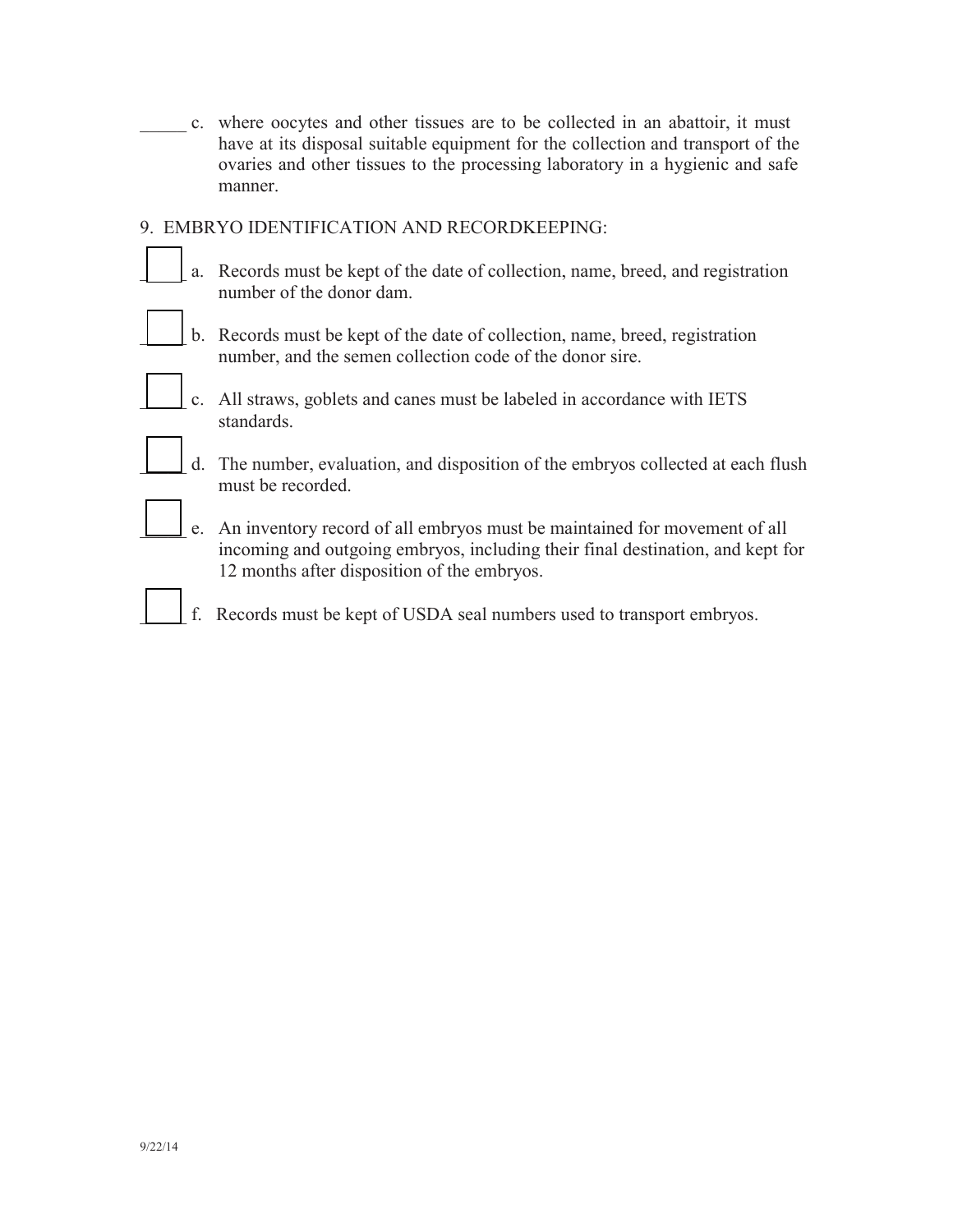______ c. where oocytes and other tissues are to be collected in an abattoir, it must have at its disposal suitable equipment for the collection and transport of the ovaries and other tissues to the processing laboratory in a hygienic and safe manner.

9. EMBRYO IDENTIFICATION AND RECORDKEEPING:

☐ a. Records must be kept of the date of collection, name, breed, and registration number of the donor dam.

☐ b. Records must be kept of the date of collection, name, breed, registration number, and the semen collection code of the donor sire.

☐ c. All straws, goblets and canes must be labeled in accordance with IETS standards.

☐ d. The number, evaluation, and disposition of the embryos collected at each flush must be recorded.

☐ e. An inventory record of all embryos must be maintained for movement of all incoming and outgoing embryos, including their final destination, and kept for 12 months after disposition of the embryos.

☐ f. Records must be kept of USDA seal numbers used to transport embryos.

9/22/14